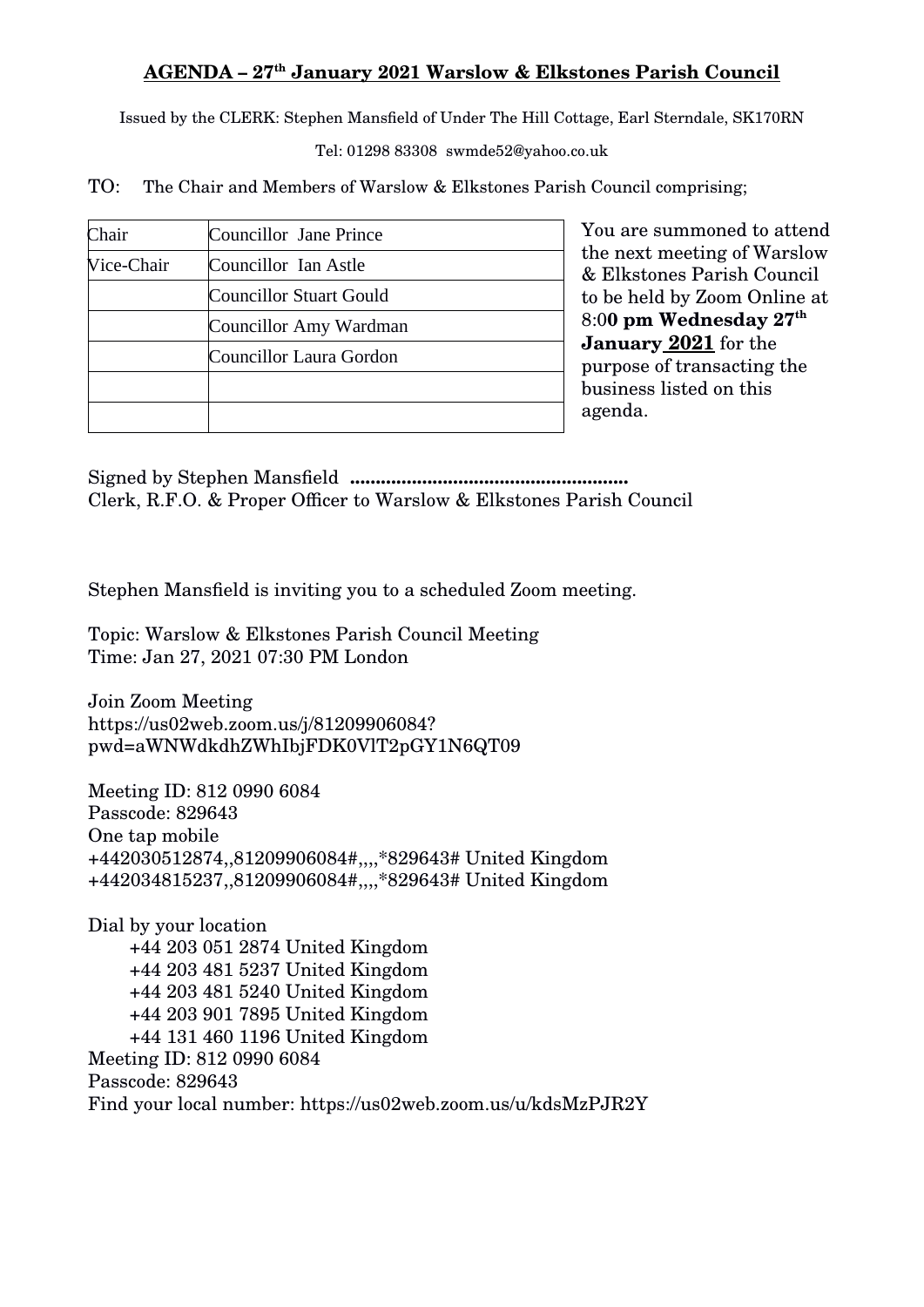**AGENDA – 27th January 2021 Warslow & Elkstones Parish Council**

Issued by the CLERK: Stephen Mansfield of Under The Hill Cottage, Earl Sterndale, SK170RN

Tel: 01298 83308 swmde52@yahoo.co.uk

TO: The Chair and Members of Warslow & Elkstones Parish Council comprising;

| Chair | Councillor Jane Prince |
|---|---|
| Vice-Chair | Councillor Ian Astle |
| | Councillor Stuart Gould |
| | Councillor Amy Wardman |
| | Councillor Laura Gordon |
| | |
| | |

You are summoned to attend the next meeting of Warslow & Elkstones Parish Council to be held by Zoom Online at 8:0**0 pm Wednesday 27th January 2021** for the purpose of transacting the business listed on this agenda.

Signed by Stephen Mansfield **.....................................................**
Clerk, R.F.O. & Proper Officer to Warslow & Elkstones Parish Council

Stephen Mansfield is inviting you to a scheduled Zoom meeting.

Topic: Warslow & Elkstones Parish Council Meeting
Time: Jan 27, 2021 07:30 PM London

Join Zoom Meeting
https://us02web.zoom.us/j/81209906084?pwd=aWNWdkdhZWhIbjFDK0VlT2pGY1N6QT09

Meeting ID: 812 0990 6084
Passcode: 829643
One tap mobile
+442030512874,,81209906084#,,,,*829643# United Kingdom
+442034815237,,81209906084#,,,,*829643# United Kingdom

Dial by your location
+44 203 051 2874 United Kingdom
+44 203 481 5237 United Kingdom
+44 203 481 5240 United Kingdom
+44 203 901 7895 United Kingdom
+44 131 460 1196 United Kingdom
Meeting ID: 812 0990 6084
Passcode: 829643
Find your local number: https://us02web.zoom.us/u/kdsMzPJR2Y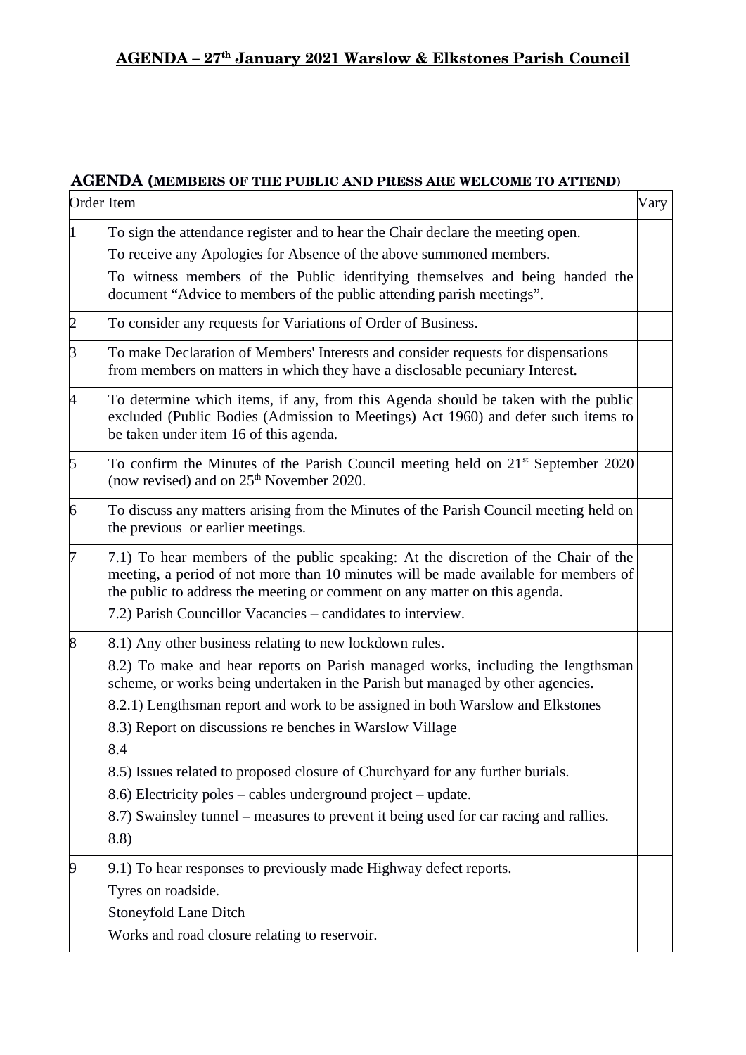## AGENDA – 27th January 2021 Warslow & Elkstones Parish Council

### AGENDA (MEMBERS OF THE PUBLIC AND PRESS ARE WELCOME TO ATTEND)

| Order | Item | Vary |
|---|---|---|
| 1 | To sign the attendance register and to hear the Chair declare the meeting open.<br>To receive any Apologies for Absence of the above summoned members.<br>To witness members of the Public identifying themselves and being handed the document "Advice to members of the public attending parish meetings". | |
| 2 | To consider any requests for Variations of Order of Business. | |
| 3 | To make Declaration of Members' Interests and consider requests for dispensations from members on matters in which they have a disclosable pecuniary Interest. | |
| 4 | To determine which items, if any, from this Agenda should be taken with the public excluded (Public Bodies (Admission to Meetings) Act 1960) and defer such items to be taken under item 16 of this agenda. | |
| 5 | To confirm the Minutes of the Parish Council meeting held on 21st September 2020 (now revised) and on 25th November 2020. | |
| 6 | To discuss any matters arising from the Minutes of the Parish Council meeting held on the previous or earlier meetings. | |
| 7 | 7.1) To hear members of the public speaking: At the discretion of the Chair of the meeting, a period of not more than 10 minutes will be made available for members of the public to address the meeting or comment on any matter on this agenda.<br>7.2) Parish Councillor Vacancies – candidates to interview. | |
| 8 | 8.1) Any other business relating to new lockdown rules.<br>8.2) To make and hear reports on Parish managed works, including the lengthsman scheme, or works being undertaken in the Parish but managed by other agencies.<br>8.2.1) Lengthsman report and work to be assigned in both Warslow and Elkstones<br>8.3) Report on discussions re benches in Warslow Village<br>8.4<br>8.5) Issues related to proposed closure of Churchyard for any further burials.<br>8.6) Electricity poles – cables underground project – update.<br>8.7) Swainsley tunnel – measures to prevent it being used for car racing and rallies.<br>8.8) | |
| 9 | 9.1) To hear responses to previously made Highway defect reports.<br>Tyres on roadside.<br>Stoneyfold Lane Ditch<br>Works and road closure relating to reservoir. | |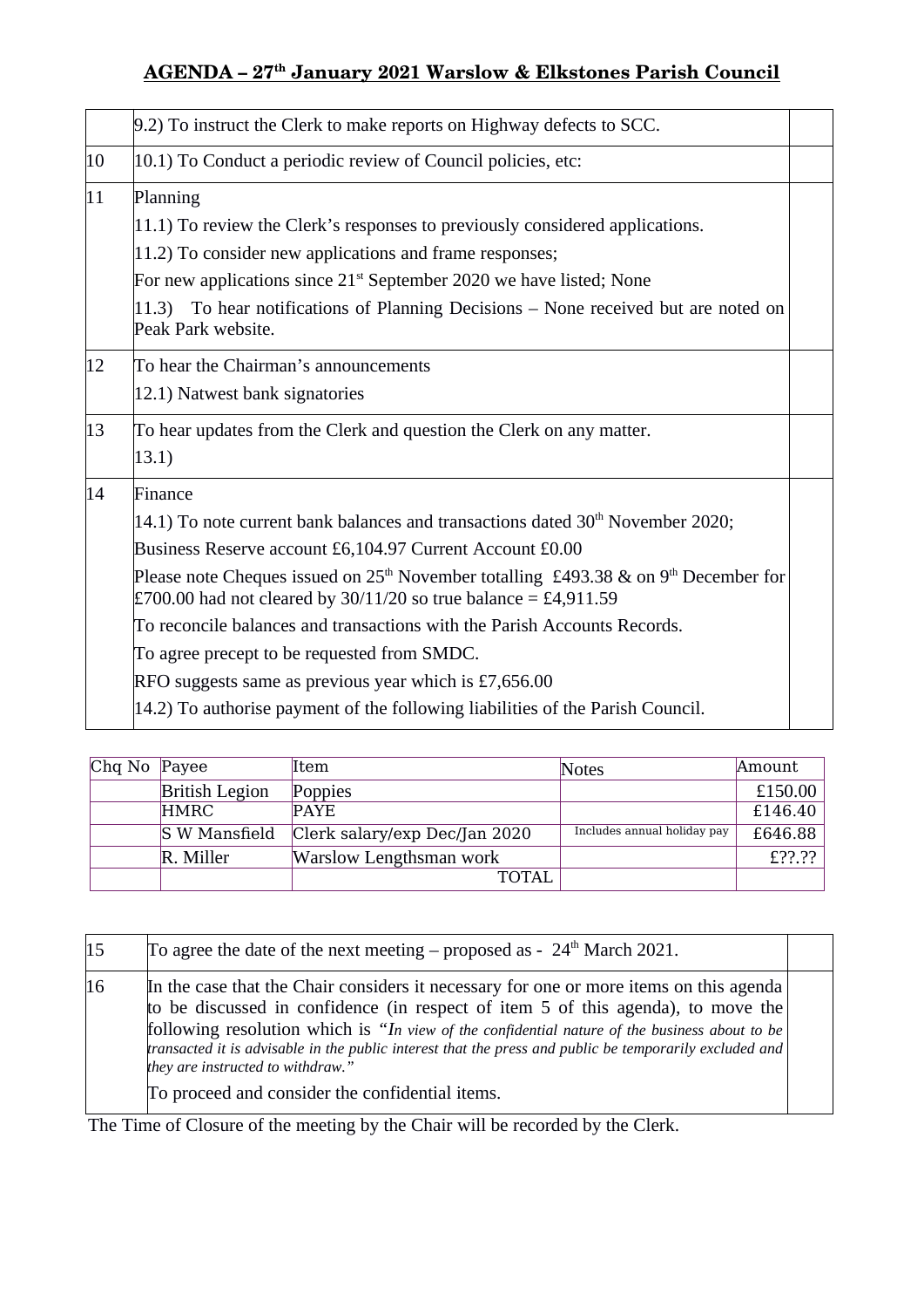## AGENDA – 27th January 2021 Warslow & Elkstones Parish Council

| | | |
|---|---|---|
| | 9.2) To instruct the Clerk to make reports on Highway defects to SCC. | |
| 10 | 10.1) To Conduct a periodic review of Council policies, etc: | |
| 11 | Planning<br>11.1) To review the Clerk's responses to previously considered applications.<br>11.2) To consider new applications and frame responses;<br>For new applications since 21st September 2020 we have listed; None<br>11.3) To hear notifications of Planning Decisions – None received but are noted on Peak Park website. | |
| 12 | To hear the Chairman's announcements<br>12.1) Natwest bank signatories | |
| 13 | To hear updates from the Clerk and question the Clerk on any matter.<br>13.1) | |
| 14 | Finance<br>14.1) To note current bank balances and transactions dated 30th November 2020;<br>Business Reserve account £6,104.97 Current Account £0.00<br>Please note Cheques issued on 25th November totalling £493.38 & on 9th December for £700.00 had not cleared by 30/11/20 so true balance = £4,911.59<br>To reconcile balances and transactions with the Parish Accounts Records.<br>To agree precept to be requested from SMDC.<br>RFO suggests same as previous year which is £7,656.00<br>14.2) To authorise payment of the following liabilities of the Parish Council. | |

| Chq No | Payee | Item | Notes | Amount |
|---|---|---|---|---|
| | British Legion | Poppies | | £150.00 |
| | HMRC | PAYE | | £146.40 |
| | S W Mansfield | Clerk salary/exp Dec/Jan 2020 | Includes annual holiday pay | £646.88 |
| | R. Miller | Warslow Lengthsman work | | £??.?? |
| | | TOTAL | | |

| | | |
|---|---|---|
| 15 | To agree the date of the next meeting – proposed as - 24th March 2021. | |
| 16 | In the case that the Chair considers it necessary for one or more items on this agenda to be discussed in confidence (in respect of item 5 of this agenda), to move the following resolution which is "*In view of the confidential nature of the business about to be transacted it is advisable in the public interest that the press and public be temporarily excluded and they are instructed to withdraw.*"<br>To proceed and consider the confidential items. | |

The Time of Closure of the meeting by the Chair will be recorded by the Clerk.